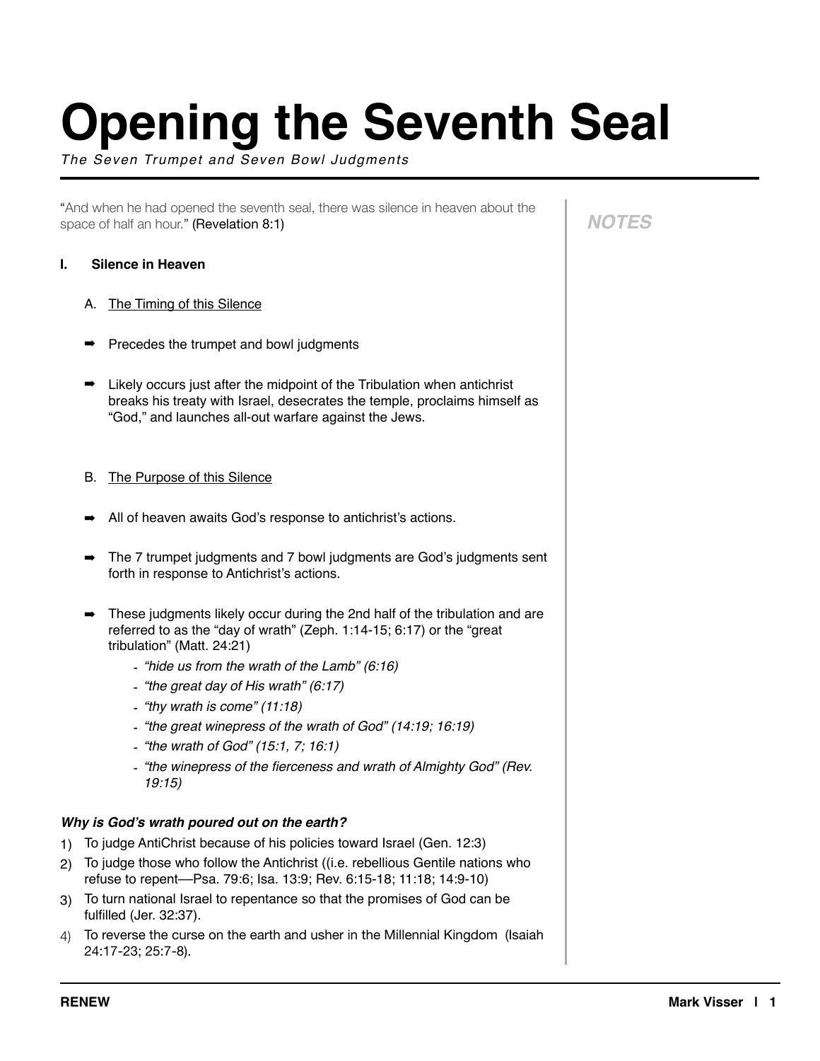# Opening the Seventh Seal

*The Seven Trumpet and Seven Bowl Judgments*

"And when he had opened the seventh seal, there was silence in heaven about the space of half an hour." (Revelation 8:1)

**NOTES**

## I. Silence in Heaven

### A. The Timing of this Silence

- ➡ Precedes the trumpet and bowl judgments
- ➡ Likely occurs just after the midpoint of the Tribulation when antichrist breaks his treaty with Israel, desecrates the temple, proclaims himself as "God," and launches all-out warfare against the Jews.

### B. The Purpose of this Silence

- ➡ All of heaven awaits God's response to antichrist's actions.
- ➡ The 7 trumpet judgments and 7 bowl judgments are God's judgments sent forth in response to Antichrist's actions.
- ➡ These judgments likely occur during the 2nd half of the tribulation and are referred to as the "day of wrath" (Zeph. 1:14-15; 6:17) or the "great tribulation" (Matt. 24:21)
  - *"hide us from the wrath of the Lamb" (6:16)*
  - *"the great day of His wrath" (6:17)*
  - *"thy wrath is come" (11:18)*
  - *"the great winepress of the wrath of God" (14:19; 16:19)*
  - *"the wrath of God" (15:1, 7; 16:1)*
  - *"the winepress of the fierceness and wrath of Almighty God" (Rev. 19:15)*

***Why is God's wrath poured out on the earth?***

1) To judge AntiChrist because of his policies toward Israel (Gen. 12:3)
2) To judge those who follow the Antichrist ((i.e. rebellious Gentile nations who refuse to repent—Psa. 79:6; Isa. 13:9; Rev. 6:15-18; 11:18; 14:9-10)
3) To turn national Israel to repentance so that the promises of God can be fulfilled (Jer. 32:37).
4) To reverse the curse on the earth and usher in the Millennial Kingdom (Isaiah 24:17-23; 25:7-8).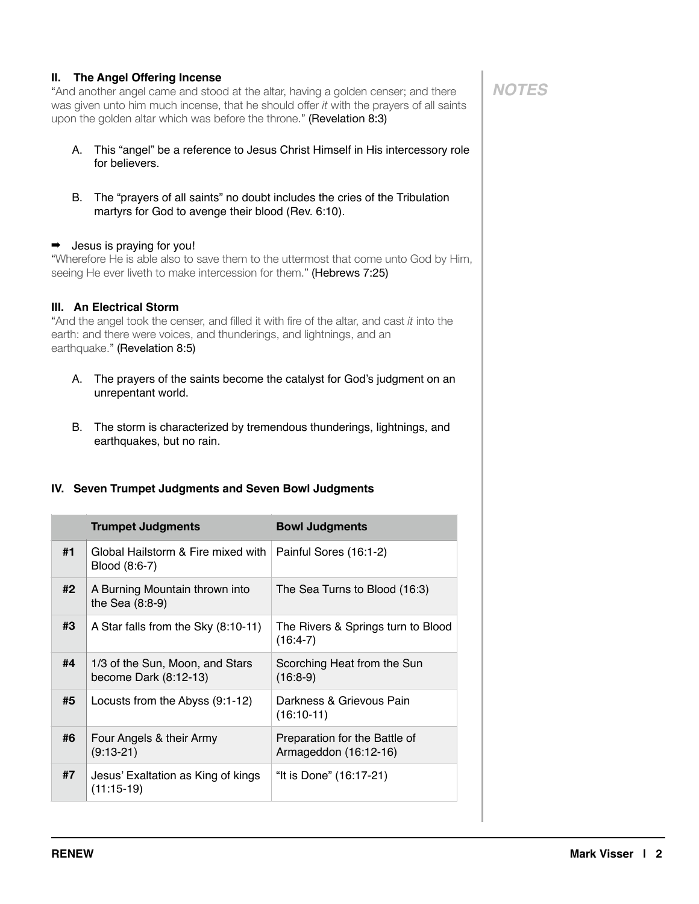### II. The Angel Offering Incense

"And another angel came and stood at the altar, having a golden censer; and there was given unto him much incense, that he should offer *it* with the prayers of all saints upon the golden altar which was before the throne." (Revelation 8:3)

A. This "angel" be a reference to Jesus Christ Himself in His intercessory role for believers.

B. The "prayers of all saints" no doubt includes the cries of the Tribulation martyrs for God to avenge their blood (Rev. 6:10).

➡ Jesus is praying for you!

"Wherefore He is able also to save them to the uttermost that come unto God by Him, seeing He ever liveth to make intercession for them." (Hebrews 7:25)

### III. An Electrical Storm

"And the angel took the censer, and filled it with fire of the altar, and cast *it* into the earth: and there were voices, and thunderings, and lightnings, and an earthquake." (Revelation 8:5)

A. The prayers of the saints become the catalyst for God's judgment on an unrepentant world.

B. The storm is characterized by tremendous thunderings, lightnings, and earthquakes, but no rain.

### IV. Seven Trumpet Judgments and Seven Bowl Judgments

| | Trumpet Judgments | Bowl Judgments |
|---|---|---|
| #1 | Global Hailstorm & Fire mixed with Blood (8:6-7) | Painful Sores (16:1-2) |
| #2 | A Burning Mountain thrown into the Sea (8:8-9) | The Sea Turns to Blood (16:3) |
| #3 | A Star falls from the Sky (8:10-11) | The Rivers & Springs turn to Blood (16:4-7) |
| #4 | 1/3 of the Sun, Moon, and Stars become Dark (8:12-13) | Scorching Heat from the Sun (16:8-9) |
| #5 | Locusts from the Abyss (9:1-12) | Darkness & Grievous Pain (16:10-11) |
| #6 | Four Angels & their Army (9:13-21) | Preparation for the Battle of Armageddon (16:12-16) |
| #7 | Jesus' Exaltation as King of kings (11:15-19) | "It is Done" (16:17-21) |

**NOTES**